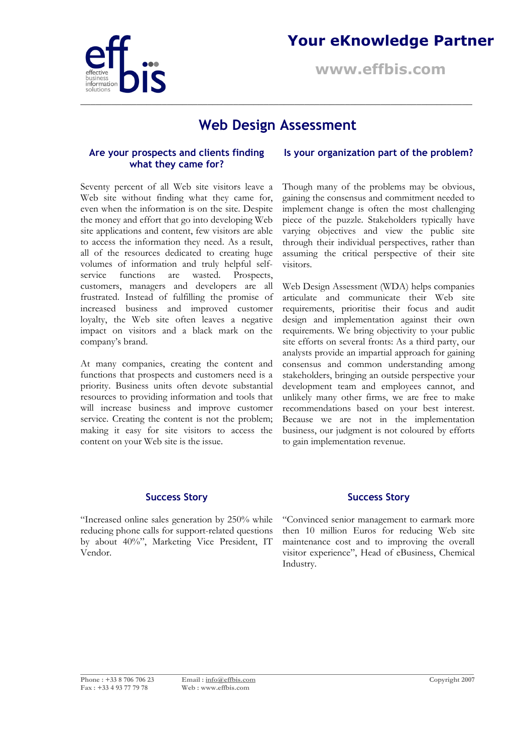# Your eKnowledge Partner

www.effbis.com

## Web Design Assessment

### Are your prospects and clients finding what they came for?

Seventy percent of all Web site visitors leave a Web site without finding what they came for, even when the information is on the site. Despite the money and effort that go into developing Web site applications and content, few visitors are able to access the information they need. As a result, all of the resources dedicated to creating huge volumes of information and truly helpful self-service functions are wasted. Prospects, customers, managers and developers are all frustrated. Instead of fulfilling the promise of increased business and improved customer loyalty, the Web site often leaves a negative impact on visitors and a black mark on the company's brand.

At many companies, creating the content and functions that prospects and customers need is a priority. Business units often devote substantial resources to providing information and tools that will increase business and improve customer service. Creating the content is not the problem; making it easy for site visitors to access the content on your Web site is the issue.

### Is your organization part of the problem?

Though many of the problems may be obvious, gaining the consensus and commitment needed to implement change is often the most challenging piece of the puzzle. Stakeholders typically have varying objectives and view the public site through their individual perspectives, rather than assuming the critical perspective of their site visitors.

Web Design Assessment (WDA) helps companies articulate and communicate their Web site requirements, prioritise their focus and audit design and implementation against their own requirements. We bring objectivity to your public site efforts on several fronts: As a third party, our analysts provide an impartial approach for gaining consensus and common understanding among stakeholders, bringing an outside perspective your development team and employees cannot, and unlikely many other firms, we are free to make recommendations based on your best interest. Because we are not in the implementation business, our judgment is not coloured by efforts to gain implementation revenue.

### Success Story

"Increased online sales generation by 250% while reducing phone calls for support-related questions by about 40%", Marketing Vice President, IT Vendor.

### Success Story

"Convinced senior management to earmark more then 10 million Euros for reducing Web site maintenance cost and to improving the overall visitor experience", Head of eBusiness, Chemical Industry.

Phone : +33 8 706 706 23
Fax : +33 4 93 77 79 78

Email : info@effbis.com
Web : www.effbis.com

Copyright 2007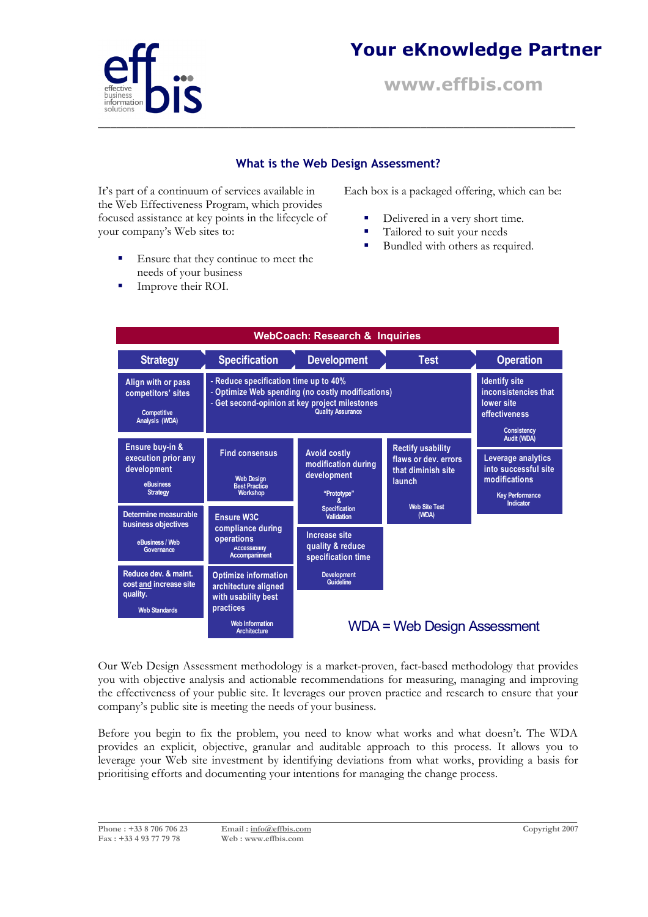## What is the Web Design Assessment?

It's part of a continuum of services available in the Web Effectiveness Program, which provides focused assistance at key points in the lifecycle of your company's Web sites to:

- Ensure that they continue to meet the needs of your business
- Improve their ROI.

Each box is a packaged offering, which can be:

- Delivered in a very short time.
- Tailored to suit your needs
- Bundled with others as required.

**WebCoach: Research & Inquiries**

| Strategy | Specification | Development | Test | Operation |
|---|---|---|---|---|
| Align with or pass competitors' sites<br>Competitive Analysis (WDA) | - Reduce specification time up to 40%<br>- Optimize Web spending (no costly modifications)<br>- Get second-opinion at key project milestones<br>Quality Assurance | | | Identify site inconsistencies that lower site effectiveness<br>Consistency Audit (WDA) |
| Ensure buy-in & execution prior any development<br>eBusiness Strategy | Find consensus<br>Web Design Best Practice Workshop | Avoid costly modification during development<br>"Prototype" & Specification Validation | Rectify usability flaws or dev. errors that diminish site launch<br>Web Site Test (WDA) | Leverage analytics into successful site modifications<br>Key Performance Indicator |
| Determine measurable business objectives<br>eBusiness / Web Governance | Ensure W3C compliance during operations<br>Accessibility Accompaniment | Increase site quality & reduce specification time<br>Development Guideline | | |
| Reduce dev. & maint. cost and increase site quality.<br>Web Standards | Optimize information architecture aligned with usability best practices<br>Web Information Architecture | | | |

WDA = Web Design Assessment

Our Web Design Assessment methodology is a market-proven, fact-based methodology that provides you with objective analysis and actionable recommendations for measuring, managing and improving the effectiveness of your public site. It leverages our proven practice and research to ensure that your company's public site is meeting the needs of your business.

Before you begin to fix the problem, you need to know what works and what doesn't. The WDA provides an explicit, objective, granular and auditable approach to this process. It allows you to leverage your Web site investment by identifying deviations from what works, providing a basis for prioritising efforts and documenting your intentions for managing the change process.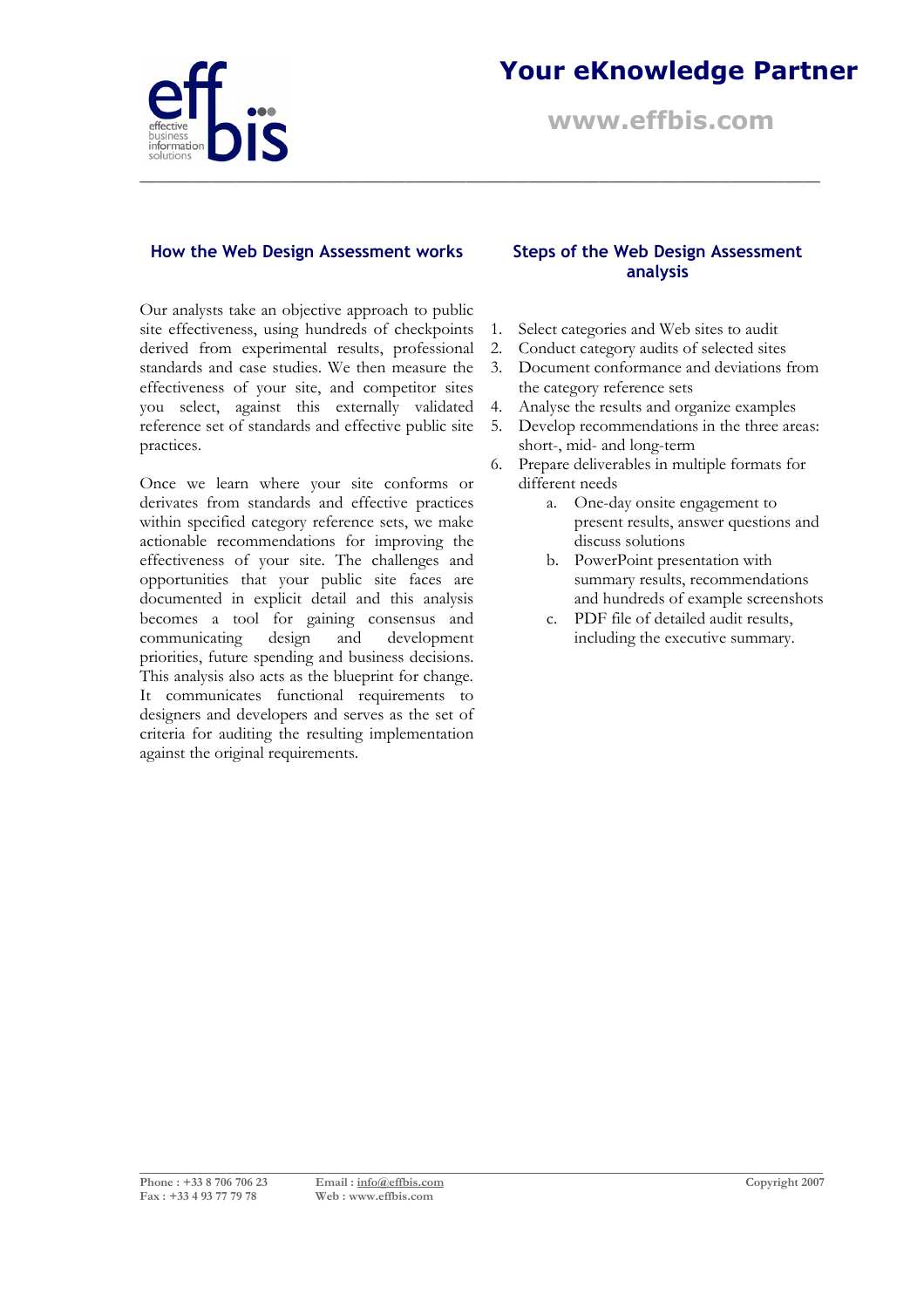## How the Web Design Assessment works

Our analysts take an objective approach to public site effectiveness, using hundreds of checkpoints derived from experimental results, professional standards and case studies. We then measure the effectiveness of your site, and competitor sites you select, against this externally validated reference set of standards and effective public site practices.

Once we learn where your site conforms or derivates from standards and effective practices within specified category reference sets, we make actionable recommendations for improving the effectiveness of your site. The challenges and opportunities that your public site faces are documented in explicit detail and this analysis becomes a tool for gaining consensus and communicating design and development priorities, future spending and business decisions. This analysis also acts as the blueprint for change. It communicates functional requirements to designers and developers and serves as the set of criteria for auditing the resulting implementation against the original requirements.

## Steps of the Web Design Assessment analysis

1. Select categories and Web sites to audit
2. Conduct category audits of selected sites
3. Document conformance and deviations from the category reference sets
4. Analyse the results and organize examples
5. Develop recommendations in the three areas: short-, mid- and long-term
6. Prepare deliverables in multiple formats for different needs
   a. One-day onsite engagement to present results, answer questions and discuss solutions
   b. PowerPoint presentation with summary results, recommendations and hundreds of example screenshots
   c. PDF file of detailed audit results, including the executive summary.